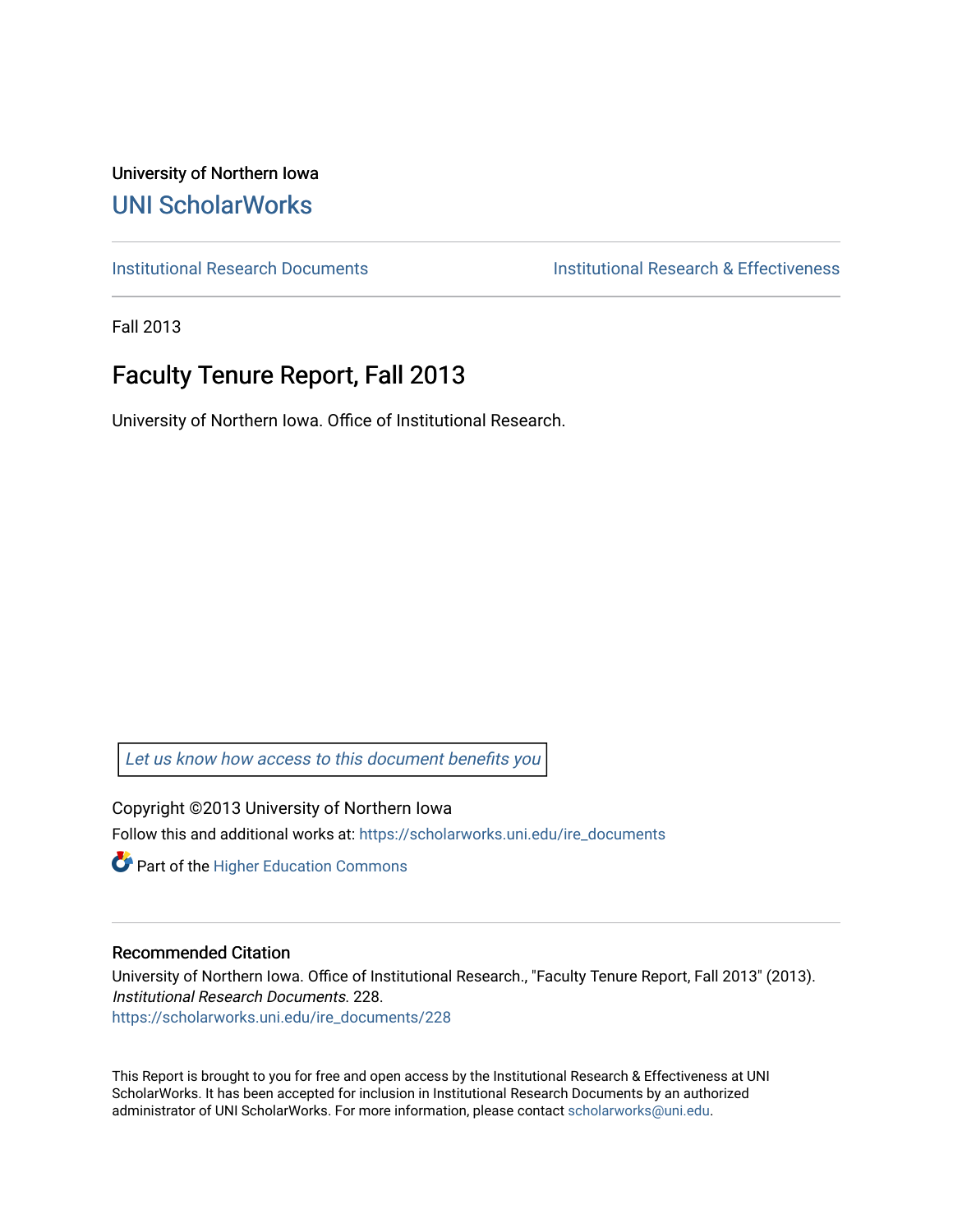University of Northern Iowa

# UNI ScholarWorks

Institutional Research Documents | Institutional Research & Effectiveness

Fall 2013

## Faculty Tenure Report, Fall 2013

University of Northern Iowa. Office of Institutional Research.

*Let us know how access to this document benefits you*

Copyright ©2013 University of Northern Iowa

Follow this and additional works at: https://scholarworks.uni.edu/ire_documents

Part of the Higher Education Commons

### Recommended Citation

University of Northern Iowa. Office of Institutional Research., "Faculty Tenure Report, Fall 2013" (2013). *Institutional Research Documents*. 228.
https://scholarworks.uni.edu/ire_documents/228

This Report is brought to you for free and open access by the Institutional Research & Effectiveness at UNI ScholarWorks. It has been accepted for inclusion in Institutional Research Documents by an authorized administrator of UNI ScholarWorks. For more information, please contact scholarworks@uni.edu.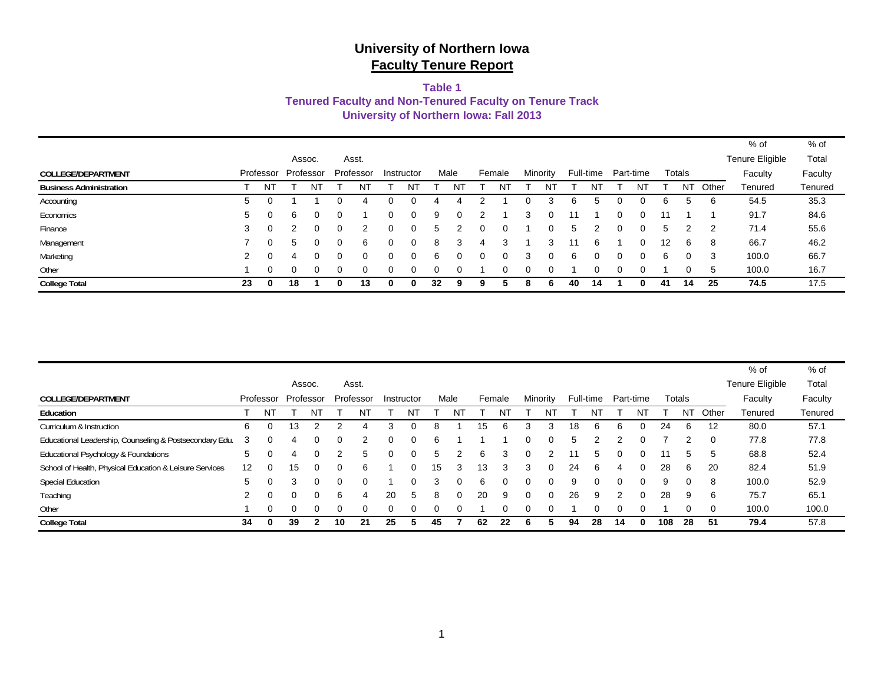# University of Northern Iowa
## Faculty Tenure Report

### Table 1
### Tenured Faculty and Non-Tenured Faculty on Tenure Track
### University of Northern Iowa: Fall 2013

| COLLEGE/DEPARTMENT | Professor | | Assoc. Professor | | Asst. Professor | | Instructor | | Male | | Female | | Minority | | Full-time | | Part-time | | Totals | | | % of Tenure Eligible Faculty | % of Total Faculty |
|---|---|---|---|---|---|---|---|---|---|---|---|---|---|---|---|---|---|---|---|---|---|---|---|
| **Business Administration** | T | NT | T | NT | T | NT | T | NT | T | NT | T | NT | T | NT | T | NT | T | NT | T | NT | Other | Tenured | Tenured |
| Accounting | 5 | 0 | 1 | 1 | 0 | 4 | 0 | 0 | 4 | 4 | 2 | 1 | 0 | 3 | 6 | 5 | 0 | 0 | 6 | 5 | 6 | 54.5 | 35.3 |
| Economics | 5 | 0 | 6 | 0 | 0 | 1 | 0 | 0 | 9 | 0 | 2 | 1 | 3 | 0 | 11 | 1 | 0 | 0 | 11 | 1 | 1 | 91.7 | 84.6 |
| Finance | 3 | 0 | 2 | 0 | 0 | 2 | 0 | 0 | 5 | 2 | 0 | 0 | 1 | 0 | 5 | 2 | 0 | 0 | 5 | 2 | 2 | 71.4 | 55.6 |
| Management | 7 | 0 | 5 | 0 | 0 | 6 | 0 | 0 | 8 | 3 | 4 | 3 | 1 | 3 | 11 | 6 | 1 | 0 | 12 | 6 | 8 | 66.7 | 46.2 |
| Marketing | 2 | 0 | 4 | 0 | 0 | 0 | 0 | 0 | 6 | 0 | 0 | 0 | 3 | 0 | 6 | 0 | 0 | 0 | 6 | 0 | 3 | 100.0 | 66.7 |
| Other | 1 | 0 | 0 | 0 | 0 | 0 | 0 | 0 | 0 | 0 | 1 | 0 | 0 | 0 | 1 | 0 | 0 | 0 | 1 | 0 | 5 | 100.0 | 16.7 |
| **College Total** | **23** | **0** | **18** | **1** | **0** | **13** | **0** | **0** | **32** | **9** | **9** | **5** | **8** | **6** | **40** | **14** | **1** | **0** | **41** | **14** | **25** | **74.5** | 17.5 |

| COLLEGE/DEPARTMENT | Professor | | Assoc. Professor | | Asst. Professor | | Instructor | | Male | | Female | | Minority | | Full-time | | Part-time | | Totals | | | % of Tenure Eligible Faculty | % of Total Faculty |
|---|---|---|---|---|---|---|---|---|---|---|---|---|---|---|---|---|---|---|---|---|---|---|---|
| **Education** | T | NT | T | NT | T | NT | T | NT | T | NT | T | NT | T | NT | T | NT | T | NT | T | NT | Other | Tenured | Tenured |
| Curriculum & Instruction | 6 | 0 | 13 | 2 | 2 | 4 | 3 | 0 | 8 | 1 | 15 | 6 | 3 | 3 | 18 | 6 | 6 | 0 | 24 | 6 | 12 | 80.0 | 57.1 |
| Educational Leadership, Counseling & Postsecondary Edu. | 3 | 0 | 4 | 0 | 0 | 2 | 0 | 0 | 6 | 1 | 1 | 1 | 0 | 0 | 5 | 2 | 2 | 0 | 7 | 2 | 0 | 77.8 | 77.8 |
| Educational Psychology & Foundations | 5 | 0 | 4 | 0 | 2 | 5 | 0 | 0 | 5 | 2 | 6 | 3 | 0 | 2 | 11 | 5 | 0 | 0 | 11 | 5 | 5 | 68.8 | 52.4 |
| School of Health, Physical Education & Leisure Services | 12 | 0 | 15 | 0 | 0 | 6 | 1 | 0 | 15 | 3 | 13 | 3 | 3 | 0 | 24 | 6 | 4 | 0 | 28 | 6 | 20 | 82.4 | 51.9 |
| Special Education | 5 | 0 | 3 | 0 | 0 | 0 | 1 | 0 | 3 | 0 | 6 | 0 | 0 | 0 | 9 | 0 | 0 | 0 | 9 | 0 | 8 | 100.0 | 52.9 |
| Teaching | 2 | 0 | 0 | 0 | 6 | 4 | 20 | 5 | 8 | 0 | 20 | 9 | 0 | 0 | 26 | 9 | 2 | 0 | 28 | 9 | 6 | 75.7 | 65.1 |
| Other | 1 | 0 | 0 | 0 | 0 | 0 | 0 | 0 | 0 | 0 | 1 | 0 | 0 | 0 | 1 | 0 | 0 | 0 | 1 | 0 | 0 | 100.0 | 100.0 |
| **College Total** | **34** | **0** | **39** | **2** | **10** | **21** | **25** | **5** | **45** | **7** | **62** | **22** | **6** | **5** | **94** | **28** | **14** | **0** | **108** | **28** | **51** | **79.4** | 57.8 |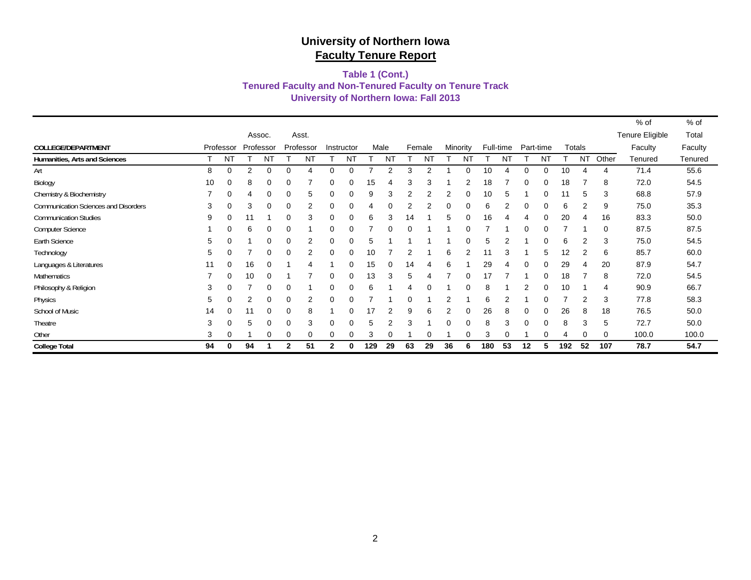# University of Northern Iowa

## Faculty Tenure Report

### Table 1 (Cont.)
### Tenured Faculty and Non-Tenured Faculty on Tenure Track
### University of Northern Iowa: Fall 2013

| COLLEGE/DEPARTMENT | Professor | | Assoc. Professor | | Asst. Professor | | Instructor | | Male | | Female | | Minority | | Full-time | | Part-time | | Totals | | | % of Tenure Eligible Faculty | % of Total Faculty |
|---|---|---|---|---|---|---|---|---|---|---|---|---|---|---|---|---|---|---|---|---|---|---|---|
| **Humanities, Arts and Sciences** | T | NT | T | NT | T | NT | T | NT | T | NT | T | NT | T | NT | T | NT | T | NT | T | NT | Other | Tenured | Tenured |
| Art | 8 | 0 | 2 | 0 | 0 | 4 | 0 | 0 | 7 | 2 | 3 | 2 | 1 | 0 | 10 | 4 | 0 | 0 | 10 | 4 | 4 | 71.4 | 55.6 |
| Biology | 10 | 0 | 8 | 0 | 0 | 7 | 0 | 0 | 15 | 4 | 3 | 3 | 1 | 2 | 18 | 7 | 0 | 0 | 18 | 7 | 8 | 72.0 | 54.5 |
| Chemistry & Biochemistry | 7 | 0 | 4 | 0 | 0 | 5 | 0 | 0 | 9 | 3 | 2 | 2 | 2 | 0 | 10 | 5 | 1 | 0 | 11 | 5 | 3 | 68.8 | 57.9 |
| Communication Sciences and Disorders | 3 | 0 | 3 | 0 | 0 | 2 | 0 | 0 | 4 | 0 | 2 | 2 | 0 | 0 | 6 | 2 | 0 | 0 | 6 | 2 | 9 | 75.0 | 35.3 |
| Communication Studies | 9 | 0 | 11 | 1 | 0 | 3 | 0 | 0 | 6 | 3 | 14 | 1 | 5 | 0 | 16 | 4 | 4 | 0 | 20 | 4 | 16 | 83.3 | 50.0 |
| Computer Science | 1 | 0 | 6 | 0 | 0 | 1 | 0 | 0 | 7 | 0 | 0 | 1 | 1 | 0 | 7 | 1 | 0 | 0 | 7 | 1 | 0 | 87.5 | 87.5 |
| Earth Science | 5 | 0 | 1 | 0 | 0 | 2 | 0 | 0 | 5 | 1 | 1 | 1 | 1 | 0 | 5 | 2 | 1 | 0 | 6 | 2 | 3 | 75.0 | 54.5 |
| Technology | 5 | 0 | 7 | 0 | 0 | 2 | 0 | 0 | 10 | 7 | 2 | 1 | 6 | 2 | 11 | 3 | 1 | 5 | 12 | 2 | 6 | 85.7 | 60.0 |
| Languages & Literatures | 11 | 0 | 16 | 0 | 1 | 4 | 1 | 0 | 15 | 0 | 14 | 4 | 6 | 1 | 29 | 4 | 0 | 0 | 29 | 4 | 20 | 87.9 | 54.7 |
| Mathematics | 7 | 0 | 10 | 0 | 1 | 7 | 0 | 0 | 13 | 3 | 5 | 4 | 7 | 0 | 17 | 7 | 1 | 0 | 18 | 7 | 8 | 72.0 | 54.5 |
| Philosophy & Religion | 3 | 0 | 7 | 0 | 0 | 1 | 0 | 0 | 6 | 1 | 4 | 0 | 1 | 0 | 8 | 1 | 2 | 0 | 10 | 1 | 4 | 90.9 | 66.7 |
| Physics | 5 | 0 | 2 | 0 | 0 | 2 | 0 | 0 | 7 | 1 | 0 | 1 | 2 | 1 | 6 | 2 | 1 | 0 | 7 | 2 | 3 | 77.8 | 58.3 |
| School of Music | 14 | 0 | 11 | 0 | 0 | 8 | 1 | 0 | 17 | 2 | 9 | 6 | 2 | 0 | 26 | 8 | 0 | 0 | 26 | 8 | 18 | 76.5 | 50.0 |
| Theatre | 3 | 0 | 5 | 0 | 0 | 3 | 0 | 0 | 5 | 2 | 3 | 1 | 0 | 0 | 8 | 3 | 0 | 0 | 8 | 3 | 5 | 72.7 | 50.0 |
| Other | 3 | 0 | 1 | 0 | 0 | 0 | 0 | 0 | 3 | 0 | 1 | 0 | 1 | 0 | 3 | 0 | 1 | 0 | 4 | 0 | 0 | 100.0 | 100.0 |
| **College Total** | **94** | **0** | **94** | **1** | **2** | **51** | **2** | **0** | **129** | **29** | **63** | **29** | **36** | **6** | **180** | **53** | **12** | **5** | **192** | **52** | **107** | **78.7** | **54.7** |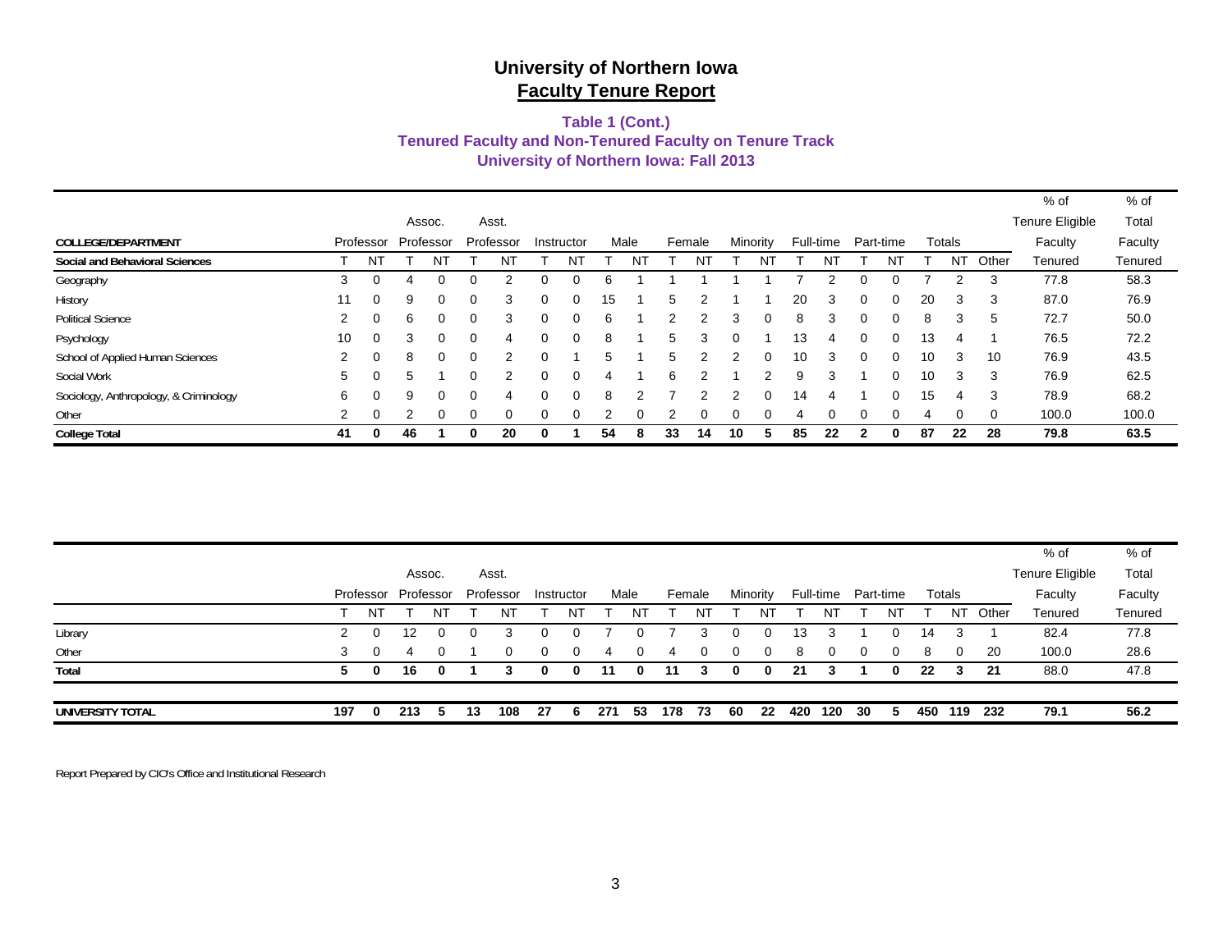# University of Northern Iowa
## Faculty Tenure Report

### Table 1 (Cont.)
### Tenured Faculty and Non-Tenured Faculty on Tenure Track
### University of Northern Iowa: Fall 2013

| COLLEGE/DEPARTMENT | Professor | | Assoc. Professor | | Asst. Professor | | Instructor | | Male | | Female | | Minority | | Full-time | | Part-time | | Totals | | | % of Tenure Eligible Faculty | % of Total Faculty |
|---|---|---|---|---|---|---|---|---|---|---|---|---|---|---|---|---|---|---|---|---|---|---|---|
| **Social and Behavioral Sciences** | T | NT | T | NT | T | NT | T | NT | T | NT | T | NT | T | NT | T | NT | T | NT | T | NT | Other | Tenured | Tenured |
| Geography | 3 | 0 | 4 | 0 | 0 | 2 | 0 | 0 | 6 | 1 | 1 | 1 | 1 | 1 | 7 | 2 | 0 | 0 | 7 | 2 | 3 | 77.8 | 58.3 |
| History | 11 | 0 | 9 | 0 | 0 | 3 | 0 | 0 | 15 | 1 | 5 | 2 | 1 | 1 | 20 | 3 | 0 | 0 | 20 | 3 | 3 | 87.0 | 76.9 |
| Political Science | 2 | 0 | 6 | 0 | 0 | 3 | 0 | 0 | 6 | 1 | 2 | 2 | 3 | 0 | 8 | 3 | 0 | 0 | 8 | 3 | 5 | 72.7 | 50.0 |
| Psychology | 10 | 0 | 3 | 0 | 0 | 4 | 0 | 0 | 8 | 1 | 5 | 3 | 0 | 1 | 13 | 4 | 0 | 0 | 13 | 4 | 1 | 76.5 | 72.2 |
| School of Applied Human Sciences | 2 | 0 | 8 | 0 | 0 | 2 | 0 | 1 | 5 | 1 | 5 | 2 | 2 | 0 | 10 | 3 | 0 | 0 | 10 | 3 | 10 | 76.9 | 43.5 |
| Social Work | 5 | 0 | 5 | 1 | 0 | 2 | 0 | 0 | 4 | 1 | 6 | 2 | 1 | 2 | 9 | 3 | 1 | 0 | 10 | 3 | 3 | 76.9 | 62.5 |
| Sociology, Anthropology, & Criminology | 6 | 0 | 9 | 0 | 0 | 4 | 0 | 0 | 8 | 2 | 7 | 2 | 2 | 0 | 14 | 4 | 1 | 0 | 15 | 4 | 3 | 78.9 | 68.2 |
| Other | 2 | 0 | 2 | 0 | 0 | 0 | 0 | 0 | 2 | 0 | 2 | 0 | 0 | 0 | 4 | 0 | 0 | 0 | 4 | 0 | 0 | 100.0 | 100.0 |
| **College Total** | **41** | **0** | **46** | **1** | **0** | **20** | **0** | **1** | **54** | **8** | **33** | **14** | **10** | **5** | **85** | **22** | **2** | **0** | **87** | **22** | **28** | **79.8** | **63.5** |

| | Professor | | Assoc. Professor | | Asst. Professor | | Instructor | | Male | | Female | | Minority | | Full-time | | Part-time | | Totals | | | % of Tenure Eligible Faculty | % of Total Faculty |
|---|---|---|---|---|---|---|---|---|---|---|---|---|---|---|---|---|---|---|---|---|---|---|---|
| | T | NT | T | NT | T | NT | T | NT | T | NT | T | NT | T | NT | T | NT | T | NT | T | NT | Other | Tenured | Tenured |
| Library | 2 | 0 | 12 | 0 | 0 | 3 | 0 | 0 | 7 | 0 | 7 | 3 | 0 | 0 | 13 | 3 | 1 | 0 | 14 | 3 | 1 | 82.4 | 77.8 |
| Other | 3 | 0 | 4 | 0 | 1 | 0 | 0 | 0 | 4 | 0 | 4 | 0 | 0 | 0 | 8 | 0 | 0 | 0 | 8 | 0 | 20 | 100.0 | 28.6 |
| **Total** | **5** | **0** | **16** | **0** | **1** | **3** | **0** | **0** | **11** | **0** | **11** | **3** | **0** | **0** | **21** | **3** | **1** | **0** | **22** | **3** | **21** | **88.0** | **47.8** |
| **UNIVERSITY TOTAL** | **197** | **0** | **213** | **5** | **13** | **108** | **27** | **6** | **271** | **53** | **178** | **73** | **60** | **22** | **420** | **120** | **30** | **5** | **450** | **119** | **232** | **79.1** | **56.2** |

Report Prepared by CIO's Office and Institutional Research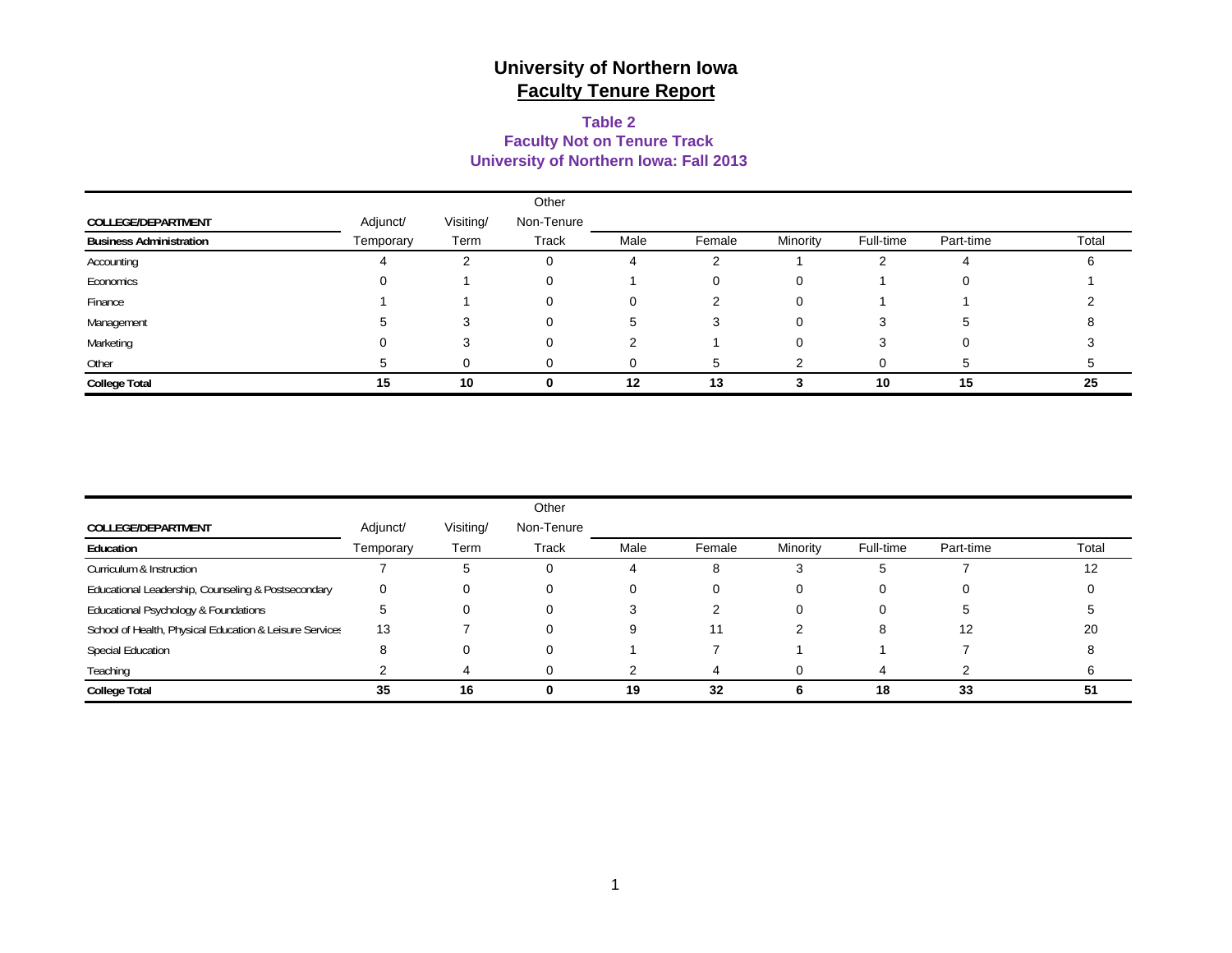# University of Northern Iowa
## Faculty Tenure Report

### Table 2
### Faculty Not on Tenure Track
### University of Northern Iowa: Fall 2013

| COLLEGE/DEPARTMENT | Adjunct/ | Visiting/ | Other Non-Tenure | | | | | | |
|---|---|---|---|---|---|---|---|---|---|
| **Business Administration** | Temporary | Term | Track | Male | Female | Minority | Full-time | Part-time | Total |
| Accounting | 4 | 2 | 0 | 4 | 2 | 1 | 2 | 4 | 6 |
| Economics | 0 | 1 | 0 | 1 | 0 | 0 | 1 | 0 | 1 |
| Finance | 1 | 1 | 0 | 0 | 2 | 0 | 1 | 1 | 2 |
| Management | 5 | 3 | 0 | 5 | 3 | 0 | 3 | 5 | 8 |
| Marketing | 0 | 3 | 0 | 2 | 1 | 0 | 3 | 0 | 3 |
| Other | 5 | 0 | 0 | 0 | 5 | 2 | 0 | 5 | 5 |
| **College Total** | **15** | **10** | **0** | **12** | **13** | **3** | **10** | **15** | **25** |

| COLLEGE/DEPARTMENT | Adjunct/ | Visiting/ | Other Non-Tenure | | | | | | |
|---|---|---|---|---|---|---|---|---|---|
| **Education** | Temporary | Term | Track | Male | Female | Minority | Full-time | Part-time | Total |
| Curriculum & Instruction | 7 | 5 | 0 | 4 | 8 | 3 | 5 | 7 | 12 |
| Educational Leadership, Counseling & Postsecondary | 0 | 0 | 0 | 0 | 0 | 0 | 0 | 0 | 0 |
| Educational Psychology & Foundations | 5 | 0 | 0 | 3 | 2 | 0 | 0 | 5 | 5 |
| School of Health, Physical Education & Leisure Services | 13 | 7 | 0 | 9 | 11 | 2 | 8 | 12 | 20 |
| Special Education | 8 | 0 | 0 | 1 | 7 | 1 | 1 | 7 | 8 |
| Teaching | 2 | 4 | 0 | 2 | 4 | 0 | 4 | 2 | 6 |
| **College Total** | **35** | **16** | **0** | **19** | **32** | **6** | **18** | **33** | **51** |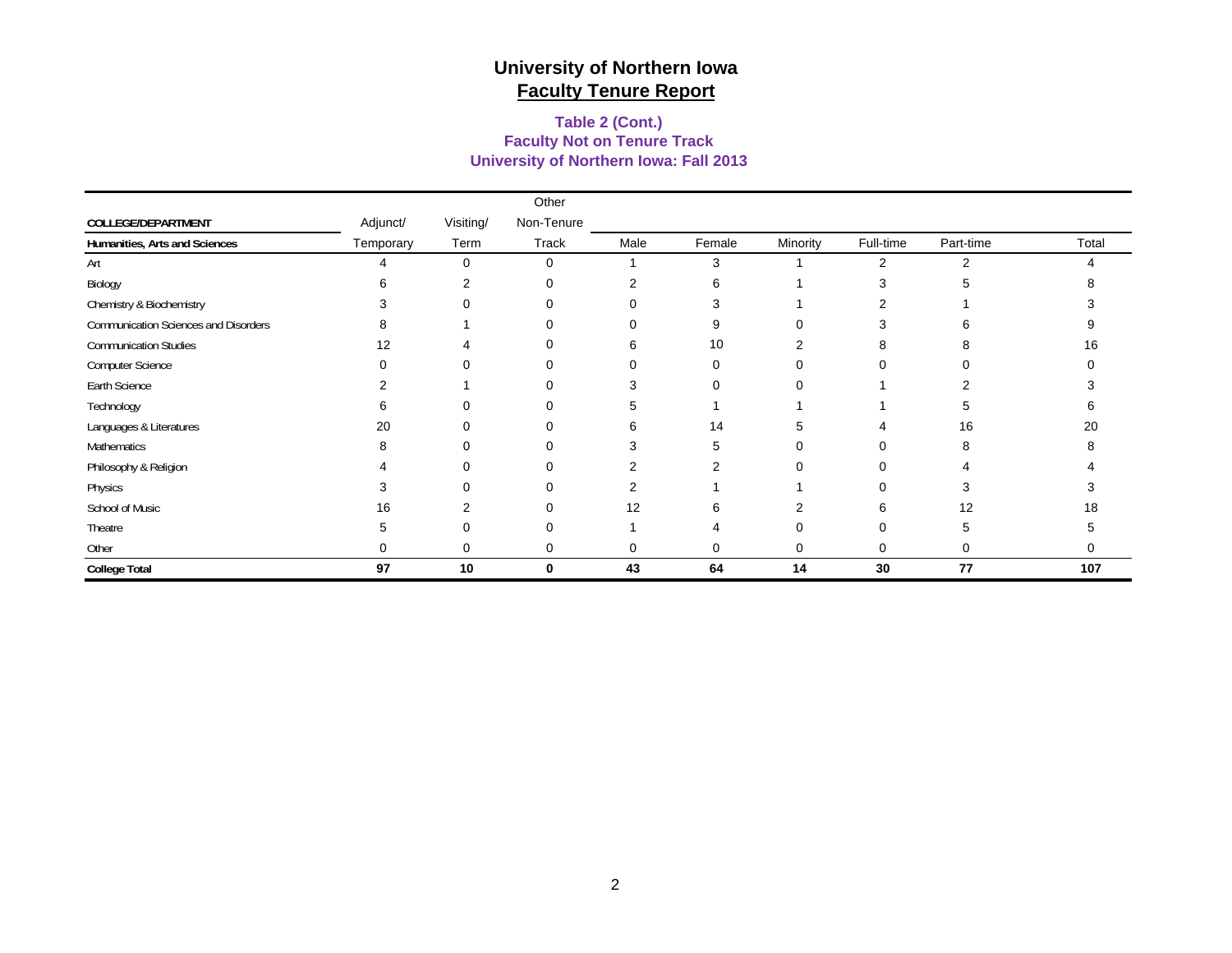# University of Northern Iowa
## Faculty Tenure Report

### Table 2 (Cont.)
### Faculty Not on Tenure Track
### University of Northern Iowa: Fall 2013

| COLLEGE/DEPARTMENT | Adjunct/ | Visiting/ | Other Non-Tenure | | | | | | |
|---|---|---|---|---|---|---|---|---|---|
| **Humanities, Arts and Sciences** | Temporary | Term | Track | Male | Female | Minority | Full-time | Part-time | Total |
| Art | 4 | 0 | 0 | 1 | 3 | 1 | 2 | 2 | 4 |
| Biology | 6 | 2 | 0 | 2 | 6 | 1 | 3 | 5 | 8 |
| Chemistry & Biochemistry | 3 | 0 | 0 | 0 | 3 | 1 | 2 | 1 | 3 |
| Communication Sciences and Disorders | 8 | 1 | 0 | 0 | 9 | 0 | 3 | 6 | 9 |
| Communication Studies | 12 | 4 | 0 | 6 | 10 | 2 | 8 | 8 | 16 |
| Computer Science | 0 | 0 | 0 | 0 | 0 | 0 | 0 | 0 | 0 |
| Earth Science | 2 | 1 | 0 | 3 | 0 | 0 | 1 | 2 | 3 |
| Technology | 6 | 0 | 0 | 5 | 1 | 1 | 1 | 5 | 6 |
| Languages & Literatures | 20 | 0 | 0 | 6 | 14 | 5 | 4 | 16 | 20 |
| Mathematics | 8 | 0 | 0 | 3 | 5 | 0 | 0 | 8 | 8 |
| Philosophy & Religion | 4 | 0 | 0 | 2 | 2 | 0 | 0 | 4 | 4 |
| Physics | 3 | 0 | 0 | 2 | 1 | 1 | 0 | 3 | 3 |
| School of Music | 16 | 2 | 0 | 12 | 6 | 2 | 6 | 12 | 18 |
| Theatre | 5 | 0 | 0 | 1 | 4 | 0 | 0 | 5 | 5 |
| Other | 0 | 0 | 0 | 0 | 0 | 0 | 0 | 0 | 0 |
| **College Total** | **97** | **10** | **0** | **43** | **64** | **14** | **30** | **77** | **107** |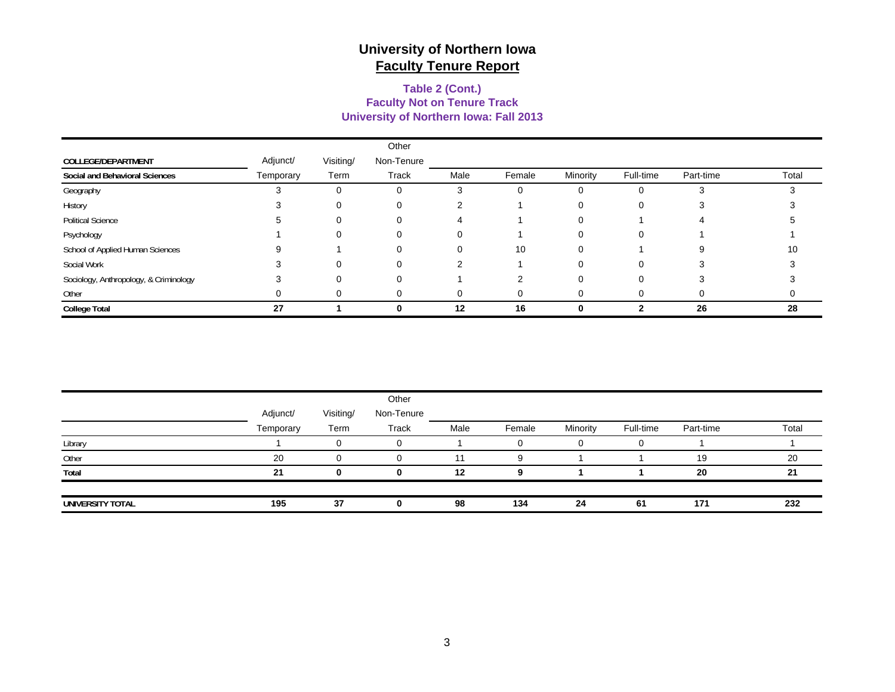# University of Northern Iowa

## Faculty Tenure Report

### Table 2 (Cont.)
### Faculty Not on Tenure Track
### University of Northern Iowa: Fall 2013

| COLLEGE/DEPARTMENT | Adjunct/ | Visiting/ | Other Non-Tenure | | | | | | |
|---|---|---|---|---|---|---|---|---|---|
| **Social and Behavioral Sciences** | Temporary | Term | Track | Male | Female | Minority | Full-time | Part-time | Total |
| Geography | 3 | 0 | 0 | 3 | 0 | 0 | 0 | 3 | 3 |
| History | 3 | 0 | 0 | 2 | 1 | 0 | 0 | 3 | 3 |
| Political Science | 5 | 0 | 0 | 4 | 1 | 0 | 1 | 4 | 5 |
| Psychology | 1 | 0 | 0 | 0 | 1 | 0 | 0 | 1 | 1 |
| School of Applied Human Sciences | 9 | 1 | 0 | 0 | 10 | 0 | 1 | 9 | 10 |
| Social Work | 3 | 0 | 0 | 2 | 1 | 0 | 0 | 3 | 3 |
| Sociology, Anthropology, & Criminology | 3 | 0 | 0 | 1 | 2 | 0 | 0 | 3 | 3 |
| Other | 0 | 0 | 0 | 0 | 0 | 0 | 0 | 0 | 0 |
| **College Total** | **27** | **1** | **0** | **12** | **16** | **0** | **2** | **26** | **28** |

| | Adjunct/ | Visiting/ | Other Non-Tenure | | | | | | |
|---|---|---|---|---|---|---|---|---|---|
| | Temporary | Term | Track | Male | Female | Minority | Full-time | Part-time | Total |
| Library | 1 | 0 | 0 | 1 | 0 | 0 | 0 | 1 | 1 |
| Other | 20 | 0 | 0 | 11 | 9 | 1 | 1 | 19 | 20 |
| **Total** | **21** | **0** | **0** | **12** | **9** | **1** | **1** | **20** | **21** |
| **UNIVERSITY TOTAL** | **195** | **37** | **0** | **98** | **134** | **24** | **61** | **171** | **232** |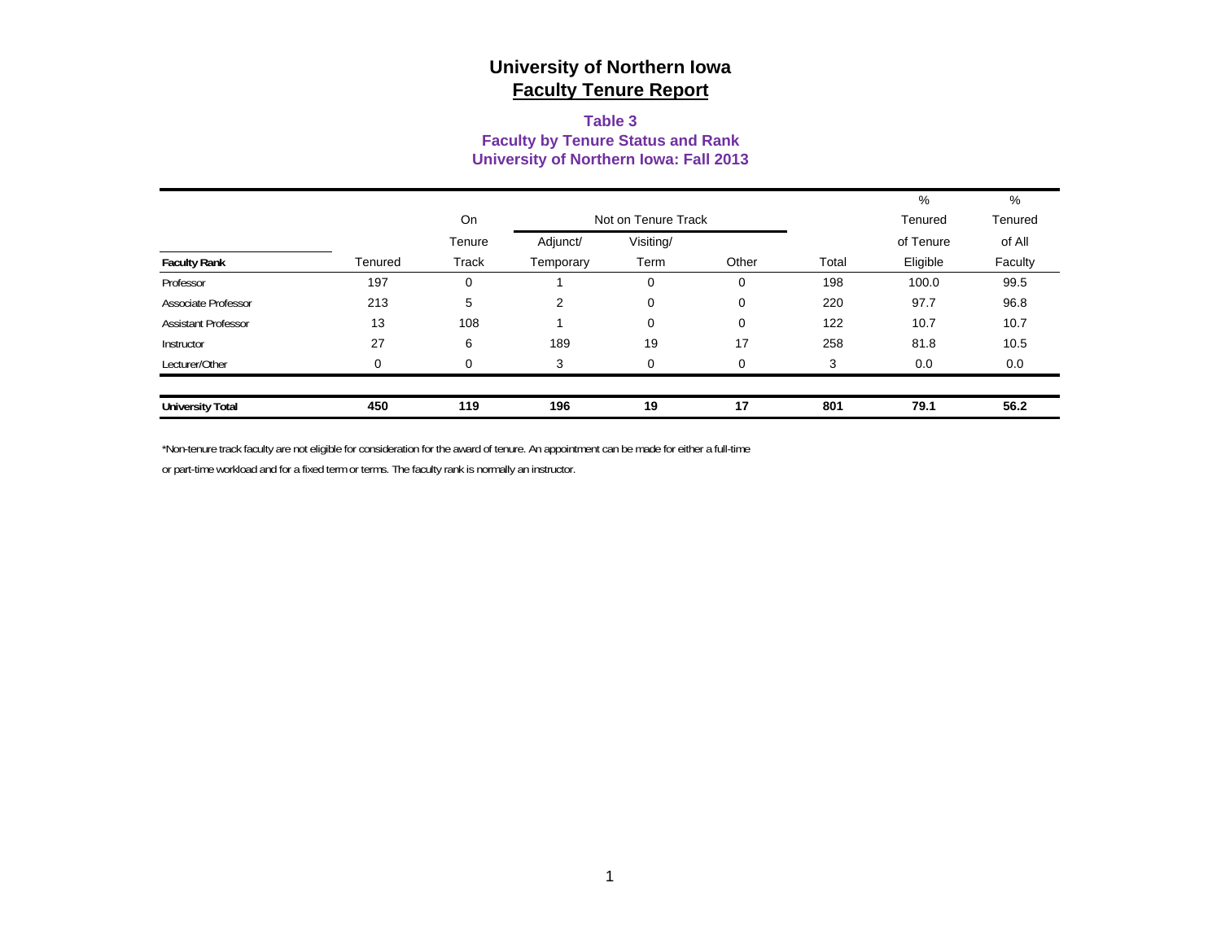# University of Northern Iowa
## Faculty Tenure Report

### Table 3
### Faculty by Tenure Status and Rank
### University of Northern Iowa: Fall 2013

| Faculty Rank | Tenured | On Tenure Track | Not on Tenure Track: Adjunct/ Temporary | Not on Tenure Track: Visiting/ Term | Not on Tenure Track: Other | Total | % Tenured of Tenure Eligible | % Tenured of All Faculty |
|---|---|---|---|---|---|---|---|---|
| Professor | 197 | 0 | 1 | 0 | 0 | 198 | 100.0 | 99.5 |
| Associate Professor | 213 | 5 | 2 | 0 | 0 | 220 | 97.7 | 96.8 |
| Assistant Professor | 13 | 108 | 1 | 0 | 0 | 122 | 10.7 | 10.7 |
| Instructor | 27 | 6 | 189 | 19 | 17 | 258 | 81.8 | 10.5 |
| Lecturer/Other | 0 | 0 | 3 | 0 | 0 | 3 | 0.0 | 0.0 |
| **University Total** | **450** | **119** | **196** | **19** | **17** | **801** | **79.1** | **56.2** |

*Non-tenure track faculty are not eligible for consideration for the award of tenure. An appointment can be made for either a full-time or part-time workload and for a fixed term or terms. The faculty rank is normally an instructor.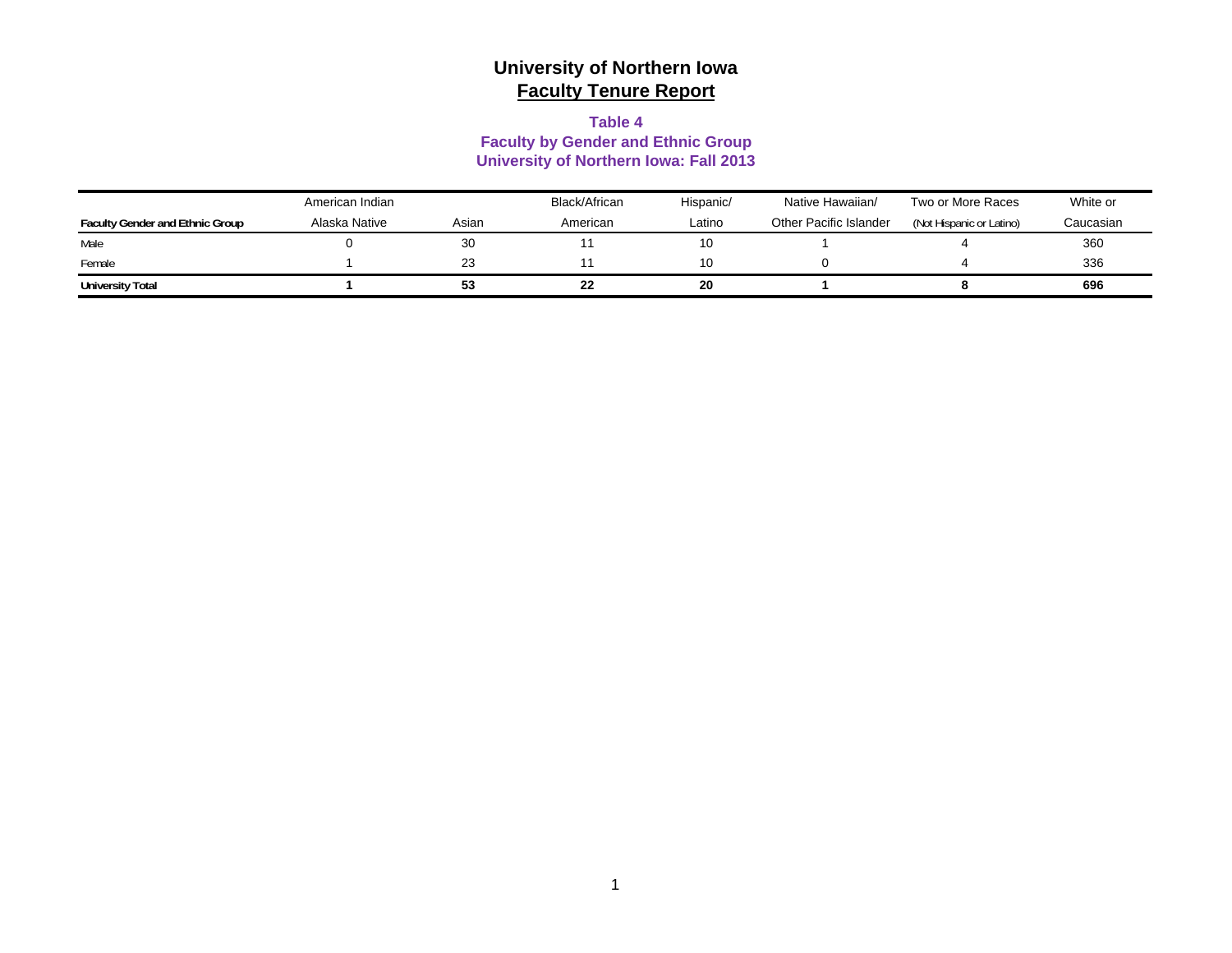# University of Northern Iowa

## Faculty Tenure Report

### Table 4
### Faculty by Gender and Ethnic Group
### University of Northern Iowa: Fall 2013

| Faculty Gender and Ethnic Group | American Indian Alaska Native | Asian | Black/African American | Hispanic/ Latino | Native Hawaiian/ Other Pacific Islander | Two or More Races (Not Hispanic or Latino) | White or Caucasian |
|---|---|---|---|---|---|---|---|
| Male | 0 | 30 | 11 | 10 | 1 | 4 | 360 |
| Female | 1 | 23 | 11 | 10 | 0 | 4 | 336 |
| **University Total** | **1** | **53** | **22** | **20** | **1** | **8** | **696** |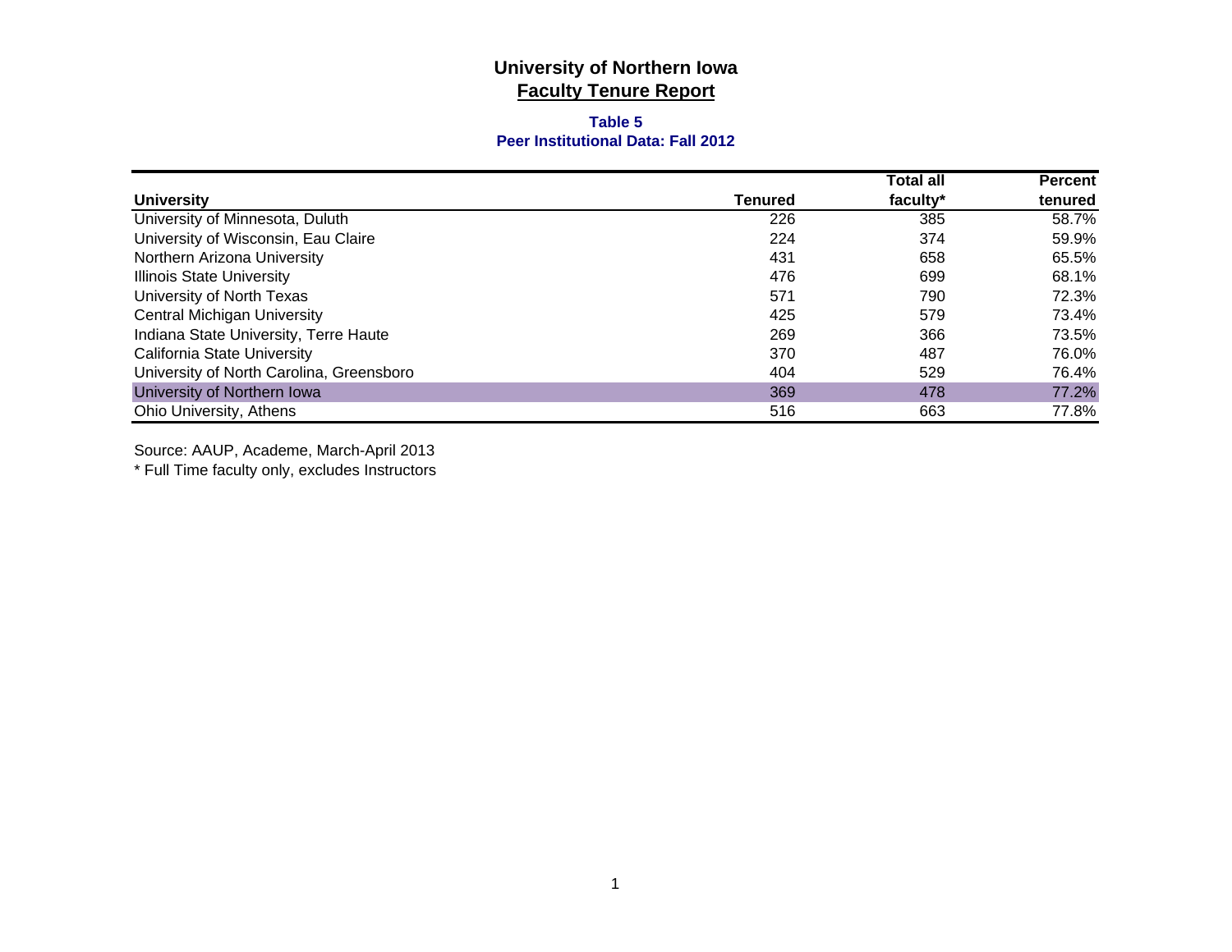# University of Northern Iowa

## Faculty Tenure Report

### Table 5
### Peer Institutional Data: Fall 2012

| University | Tenured | Total all faculty* | Percent tenured |
|---|---|---|---|
| University of Minnesota, Duluth | 226 | 385 | 58.7% |
| University of Wisconsin, Eau Claire | 224 | 374 | 59.9% |
| Northern Arizona University | 431 | 658 | 65.5% |
| Illinois State University | 476 | 699 | 68.1% |
| University of North Texas | 571 | 790 | 72.3% |
| Central Michigan University | 425 | 579 | 73.4% |
| Indiana State University, Terre Haute | 269 | 366 | 73.5% |
| California State University | 370 | 487 | 76.0% |
| University of North Carolina, Greensboro | 404 | 529 | 76.4% |
| University of Northern Iowa | 369 | 478 | 77.2% |
| Ohio University, Athens | 516 | 663 | 77.8% |

Source: AAUP, Academe, March-April 2013

* Full Time faculty only, excludes Instructors